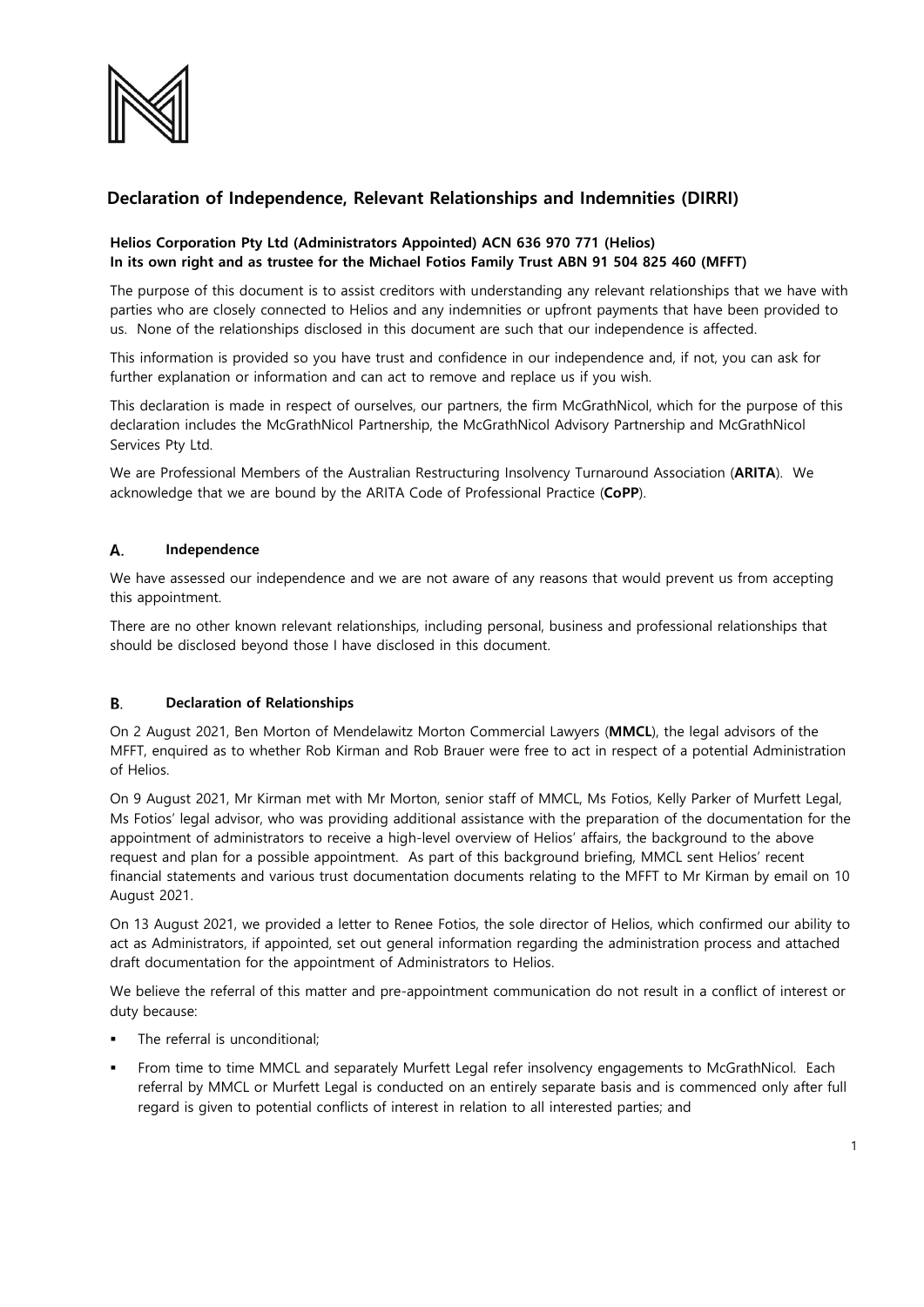# Declaration of Independence, Relevant Relationships and Indemnities (DIRRI)

**Helios Corporation Pty Ltd (Administrators Appointed) ACN 636 970 771 (Helios)**
**In its own right and as trustee for the Michael Fotios Family Trust ABN 91 504 825 460 (MFFT)**

The purpose of this document is to assist creditors with understanding any relevant relationships that we have with parties who are closely connected to Helios and any indemnities or upfront payments that have been provided to us. None of the relationships disclosed in this document are such that our independence is affected.

This information is provided so you have trust and confidence in our independence and, if not, you can ask for further explanation or information and can act to remove and replace us if you wish.

This declaration is made in respect of ourselves, our partners, the firm McGrathNicol, which for the purpose of this declaration includes the McGrathNicol Partnership, the McGrathNicol Advisory Partnership and McGrathNicol Services Pty Ltd.

We are Professional Members of the Australian Restructuring Insolvency Turnaround Association (**ARITA**). We acknowledge that we are bound by the ARITA Code of Professional Practice (**CoPP**).

## A. Independence

We have assessed our independence and we are not aware of any reasons that would prevent us from accepting this appointment.

There are no other known relevant relationships, including personal, business and professional relationships that should be disclosed beyond those I have disclosed in this document.

## B. Declaration of Relationships

On 2 August 2021, Ben Morton of Mendelawitz Morton Commercial Lawyers (**MMCL**), the legal advisors of the MFFT, enquired as to whether Rob Kirman and Rob Brauer were free to act in respect of a potential Administration of Helios.

On 9 August 2021, Mr Kirman met with Mr Morton, senior staff of MMCL, Ms Fotios, Kelly Parker of Murfett Legal, Ms Fotios' legal advisor, who was providing additional assistance with the preparation of the documentation for the appointment of administrators to receive a high-level overview of Helios' affairs, the background to the above request and plan for a possible appointment. As part of this background briefing, MMCL sent Helios' recent financial statements and various trust documentation documents relating to the MFFT to Mr Kirman by email on 10 August 2021.

On 13 August 2021, we provided a letter to Renee Fotios, the sole director of Helios, which confirmed our ability to act as Administrators, if appointed, set out general information regarding the administration process and attached draft documentation for the appointment of Administrators to Helios.

We believe the referral of this matter and pre-appointment communication do not result in a conflict of interest or duty because:

- The referral is unconditional;
- From time to time MMCL and separately Murfett Legal refer insolvency engagements to McGrathNicol. Each referral by MMCL or Murfett Legal is conducted on an entirely separate basis and is commenced only after full regard is given to potential conflicts of interest in relation to all interested parties; and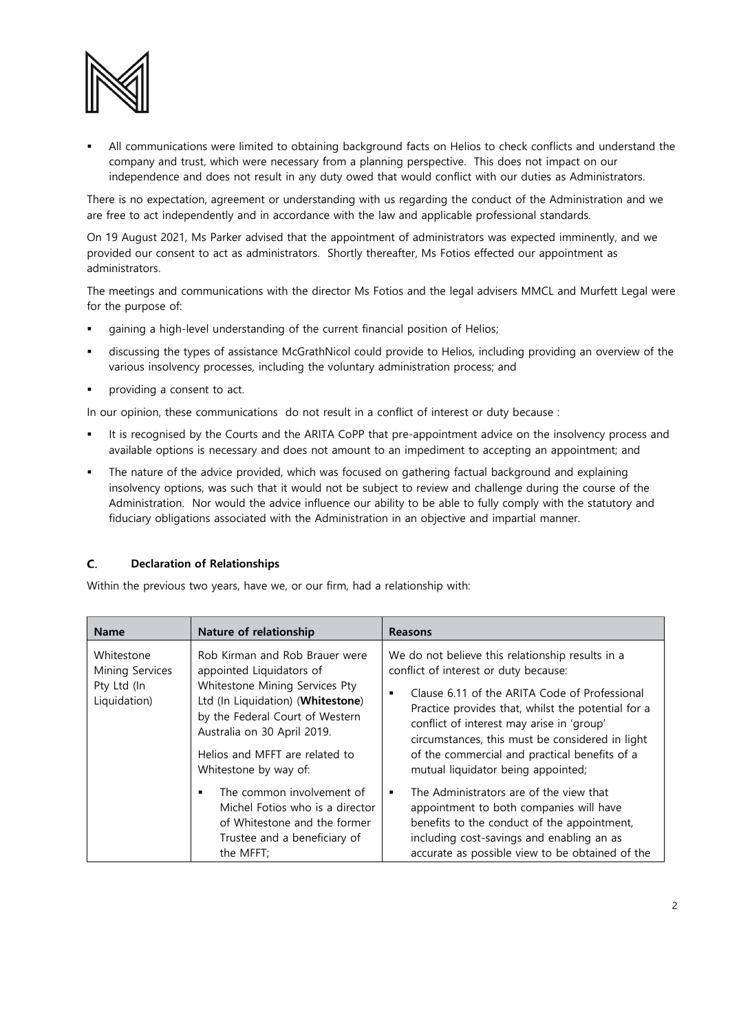- All communications were limited to obtaining background facts on Helios to check conflicts and understand the company and trust, which were necessary from a planning perspective. This does not impact on our independence and does not result in any duty owed that would conflict with our duties as Administrators.

There is no expectation, agreement or understanding with us regarding the conduct of the Administration and we are free to act independently and in accordance with the law and applicable professional standards.

On 19 August 2021, Ms Parker advised that the appointment of administrators was expected imminently, and we provided our consent to act as administrators. Shortly thereafter, Ms Fotios effected our appointment as administrators.

The meetings and communications with the director Ms Fotios and the legal advisers MMCL and Murfett Legal were for the purpose of:

- gaining a high-level understanding of the current financial position of Helios;
- discussing the types of assistance McGrathNicol could provide to Helios, including providing an overview of the various insolvency processes, including the voluntary administration process; and
- providing a consent to act.

In our opinion, these communications do not result in a conflict of interest or duty because :

- It is recognised by the Courts and the ARITA CoPP that pre-appointment advice on the insolvency process and available options is necessary and does not amount to an impediment to accepting an appointment; and
- The nature of the advice provided, which was focused on gathering factual background and explaining insolvency options, was such that it would not be subject to review and challenge during the course of the Administration. Nor would the advice influence our ability to be able to fully comply with the statutory and fiduciary obligations associated with the Administration in an objective and impartial manner.

## C. Declaration of Relationships

Within the previous two years, have we, or our firm, had a relationship with:

| Name | Nature of relationship | Reasons |
|---|---|---|
| Whitestone Mining Services Pty Ltd (In Liquidation) | Rob Kirman and Rob Brauer were appointed Liquidators of Whitestone Mining Services Pty Ltd (In Liquidation) (**Whitestone**) by the Federal Court of Western Australia on 30 April 2019.<br><br>Helios and MFFT are related to Whitestone by way of:<br><br>- The common involvement of Michel Fotios who is a director of Whitestone and the former Trustee and a beneficiary of the MFFT; | We do not believe this relationship results in a conflict of interest or duty because:<br><br>- Clause 6.11 of the ARITA Code of Professional Practice provides that, whilst the potential for a conflict of interest may arise in 'group' circumstances, this must be considered in light of the commercial and practical benefits of a mutual liquidator being appointed;<br>- The Administrators are of the view that appointment to both companies will have benefits to the conduct of the appointment, including cost-savings and enabling an as accurate as possible view to be obtained of the |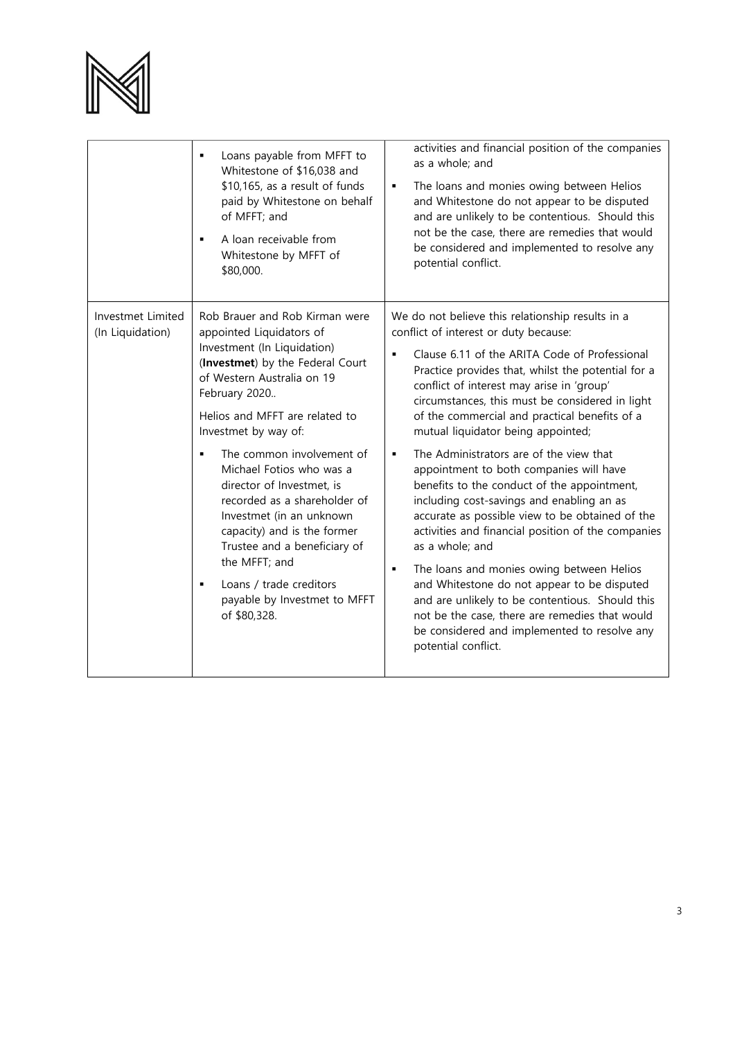| | | |
|---|---|---|
| | ▪ Loans payable from MFFT to Whitestone of \$16,038 and \$10,165, as a result of funds paid by Whitestone on behalf of MFFT; and<br>▪ A loan receivable from Whitestone by MFFT of \$80,000. | activities and financial position of the companies as a whole; and<br>▪ The loans and monies owing between Helios and Whitestone do not appear to be disputed and are unlikely to be contentious. Should this not be the case, there are remedies that would be considered and implemented to resolve any potential conflict. |
| Investmet Limited (In Liquidation) | Rob Brauer and Rob Kirman were appointed Liquidators of Investment (In Liquidation) (**Investmet**) by the Federal Court of Western Australia on 19 February 2020..<br><br>Helios and MFFT are related to Investmet by way of:<br>▪ The common involvement of Michael Fotios who was a director of Investmet, is recorded as a shareholder of Investmet (in an unknown capacity) and is the former Trustee and a beneficiary of the MFFT; and<br>▪ Loans / trade creditors payable by Investmet to MFFT of \$80,328. | We do not believe this relationship results in a conflict of interest or duty because:<br>▪ Clause 6.11 of the ARITA Code of Professional Practice provides that, whilst the potential for a conflict of interest may arise in 'group' circumstances, this must be considered in light of the commercial and practical benefits of a mutual liquidator being appointed;<br>▪ The Administrators are of the view that appointment to both companies will have benefits to the conduct of the appointment, including cost-savings and enabling an as accurate as possible view to be obtained of the activities and financial position of the companies as a whole; and<br>▪ The loans and monies owing between Helios and Whitestone do not appear to be disputed and are unlikely to be contentious. Should this not be the case, there are remedies that would be considered and implemented to resolve any potential conflict. |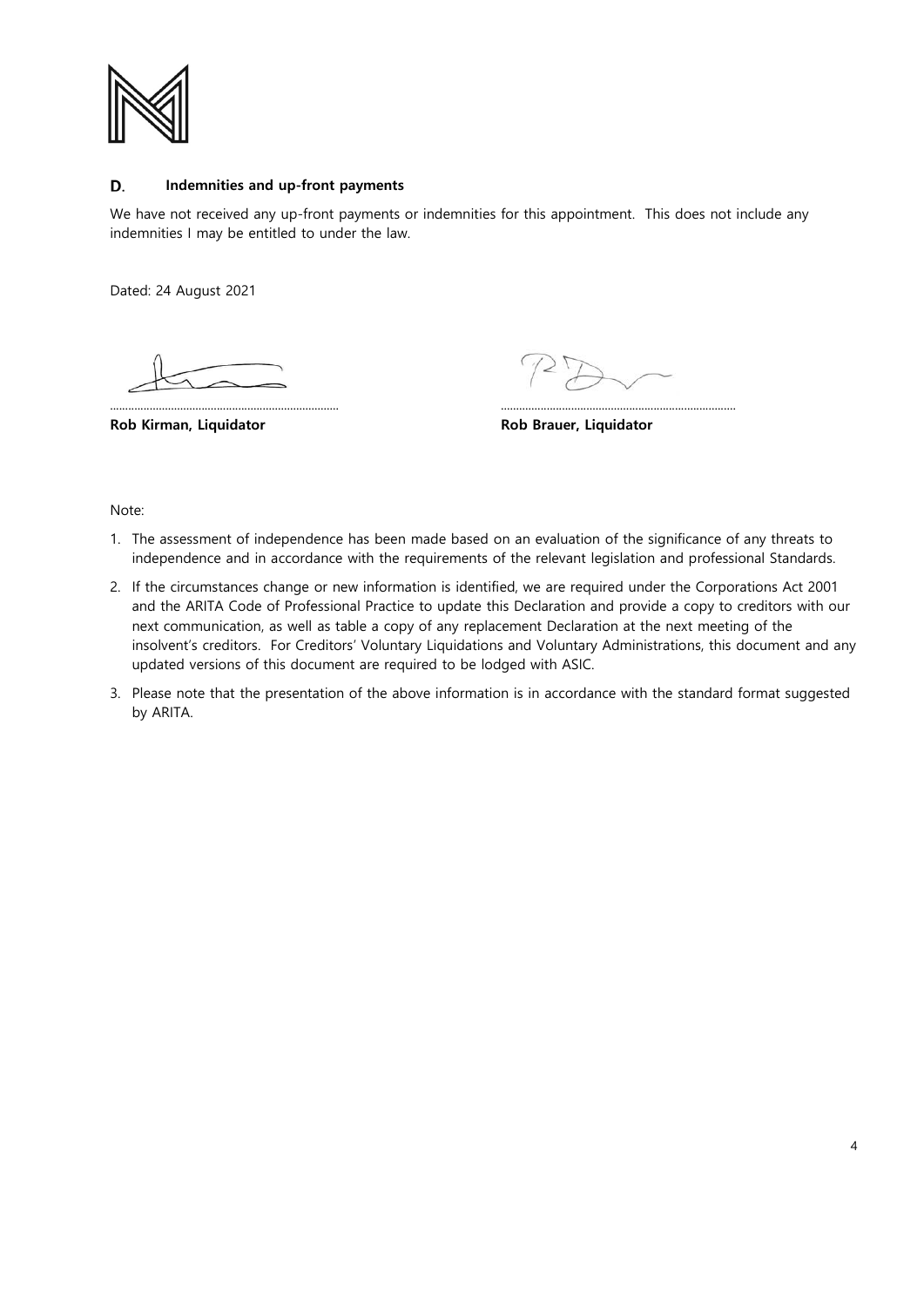## D. Indemnities and up-front payments

We have not received any up-front payments or indemnities for this appointment. This does not include any indemnities I may be entitled to under the law.

Dated: 24 August 2021

..........................................................................

**Rob Kirman, Liquidator**

..........................................................................

**Rob Brauer, Liquidator**

Note:

1. The assessment of independence has been made based on an evaluation of the significance of any threats to independence and in accordance with the requirements of the relevant legislation and professional Standards.
2. If the circumstances change or new information is identified, we are required under the Corporations Act 2001 and the ARITA Code of Professional Practice to update this Declaration and provide a copy to creditors with our next communication, as well as table a copy of any replacement Declaration at the next meeting of the insolvent's creditors. For Creditors' Voluntary Liquidations and Voluntary Administrations, this document and any updated versions of this document are required to be lodged with ASIC.
3. Please note that the presentation of the above information is in accordance with the standard format suggested by ARITA.